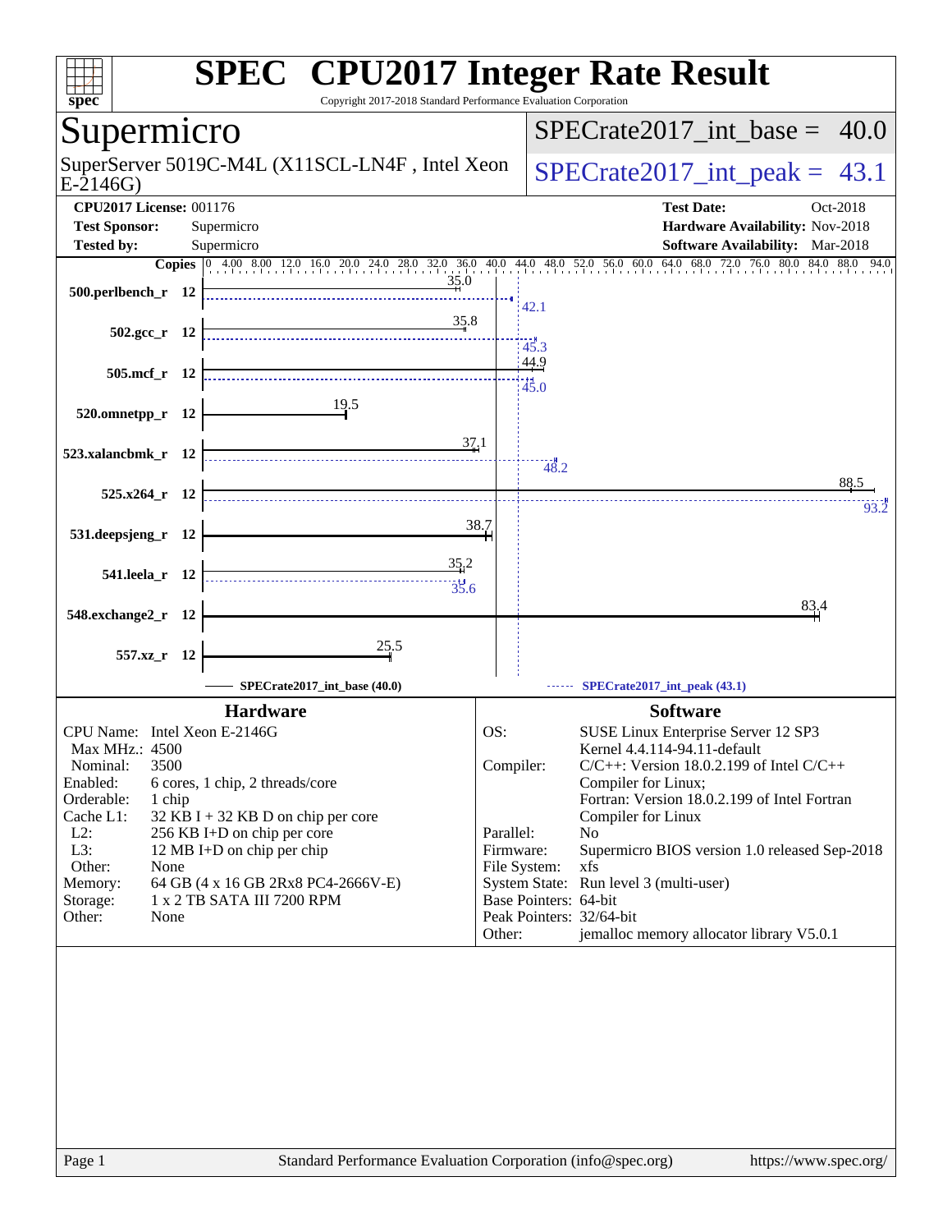# SPEC CPU2017 Integer Rate Result

Copyright 2017-2018 Standard Performance Evaluation Corporation

## Supermicro

SuperServer 5019C-M4L (X11SCL-LN4F , Intel Xeon E-2146G)

SPECrate2017_int_base = 40.0

SPECrate2017_int_peak = 43.1

**CPU2017 License:** 001176
**Test Sponsor:** Supermicro
**Tested by:** Supermicro

**Test Date:** Oct-2018
**Hardware Availability:** Nov-2018
**Software Availability:** Mar-2018

| Benchmark | Copies | Base | Peak |
|---|---|---|---|
| 500.perlbench_r | 12 | 35.0 | 42.1 |
| 502.gcc_r | 12 | 35.8 | 45.3 |
| 505.mcf_r | 12 | 44.9 | 45.0 |
| 520.omnetpp_r | 12 | 19.5 | |
| 523.xalancbmk_r | 12 | 37.1 | 48.2 |
| 525.x264_r | 12 | 88.5 | 93.2 |
| 531.deepsjeng_r | 12 | 38.7 | |
| 541.leela_r | 12 | 35.2 | 35.6 |
| 548.exchange2_r | 12 | 83.4 | |
| 557.xz_r | 12 | 25.5 | |

SPECrate2017_int_base (40.0) — SPECrate2017_int_peak (43.1)

### Hardware

| | |
|---|---|
| CPU Name: | Intel Xeon E-2146G |
| Max MHz.: | 4500 |
| Nominal: | 3500 |
| Enabled: | 6 cores, 1 chip, 2 threads/core |
| Orderable: | 1 chip |
| Cache L1: | 32 KB I + 32 KB D on chip per core |
| L2: | 256 KB I+D on chip per core |
| L3: | 12 MB I+D on chip per chip |
| Other: | None |
| Memory: | 64 GB (4 x 16 GB 2Rx8 PC4-2666V-E) |
| Storage: | 1 x 2 TB SATA III 7200 RPM |
| Other: | None |

### Software

| | |
|---|---|
| OS: | SUSE Linux Enterprise Server 12 SP3 Kernel 4.4.114-94.11-default |
| Compiler: | C/C++: Version 18.0.2.199 of Intel C/C++ Compiler for Linux; Fortran: Version 18.0.2.199 of Intel Fortran Compiler for Linux |
| Parallel: | No |
| Firmware: | Supermicro BIOS version 1.0 released Sep-2018 |
| File System: | xfs |
| System State: | Run level 3 (multi-user) |
| Base Pointers: | 64-bit |
| Peak Pointers: | 32/64-bit |
| Other: | jemalloc memory allocator library V5.0.1 |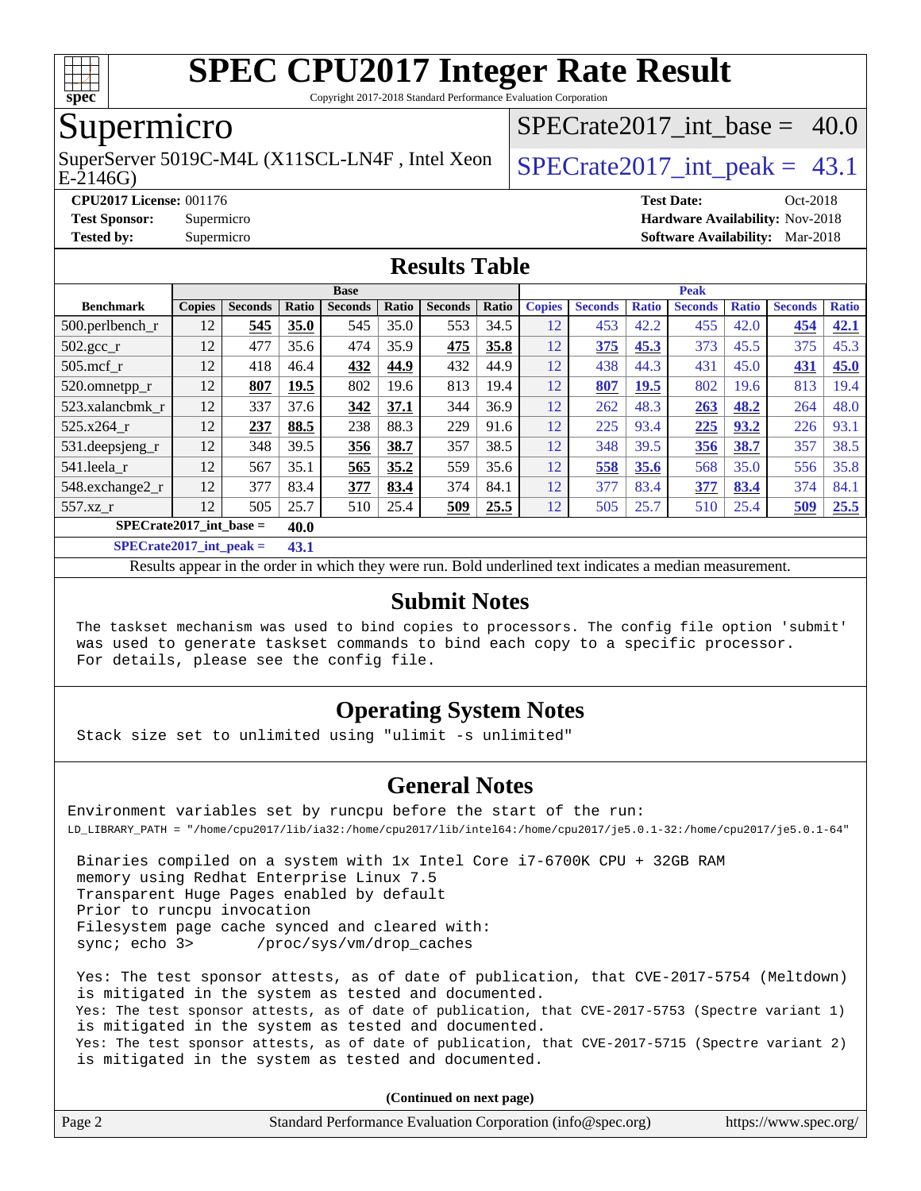# SPEC CPU2017 Integer Rate Result

Copyright 2017-2018 Standard Performance Evaluation Corporation

## Supermicro

SuperServer 5019C-M4L (X11SCL-LN4F , Intel Xeon E-2146G)

SPECrate2017_int_base = 40.0

SPECrate2017_int_peak = 43.1

**CPU2017 License:** 001176
**Test Sponsor:** Supermicro
**Tested by:** Supermicro

**Test Date:** Oct-2018
**Hardware Availability:** Nov-2018
**Software Availability:** Mar-2018

## Results Table

| | Base | | | | | | | Peak | | | | | | |
|---|---|---|---|---|---|---|---|---|---|---|---|---|---|---|
| **Benchmark** | **Copies** | **Seconds** | **Ratio** | **Seconds** | **Ratio** | **Seconds** | **Ratio** | **Copies** | **Seconds** | **Ratio** | **Seconds** | **Ratio** | **Seconds** | **Ratio** |
| 500.perlbench_r | 12 | **545** | **35.0** | 545 | 35.0 | 553 | 34.5 | 12 | 453 | 42.2 | 455 | 42.0 | **454** | **42.1** |
| 502.gcc_r | 12 | 477 | 35.6 | 474 | 35.9 | **475** | **35.8** | 12 | **375** | **45.3** | 373 | 45.5 | 375 | 45.3 |
| 505.mcf_r | 12 | 418 | 46.4 | **432** | **44.9** | 432 | 44.9 | 12 | 438 | 44.3 | 431 | 45.0 | **431** | **45.0** |
| 520.omnetpp_r | 12 | **807** | **19.5** | 802 | 19.6 | 813 | 19.4 | 12 | **807** | **19.5** | 802 | 19.6 | 813 | 19.4 |
| 523.xalancbmk_r | 12 | 337 | 37.6 | **342** | **37.1** | 344 | 36.9 | 12 | 262 | 48.3 | **263** | **48.2** | 264 | 48.0 |
| 525.x264_r | 12 | **237** | **88.5** | 238 | 88.3 | 229 | 91.6 | 12 | 225 | 93.4 | **225** | **93.2** | 226 | 93.1 |
| 531.deepsjeng_r | 12 | 348 | 39.5 | **356** | **38.7** | 357 | 38.5 | 12 | 348 | 39.5 | **356** | **38.7** | 357 | 38.5 |
| 541.leela_r | 12 | 567 | 35.1 | **565** | **35.2** | 559 | 35.6 | 12 | **558** | **35.6** | 568 | 35.0 | 556 | 35.8 |
| 548.exchange2_r | 12 | 377 | 83.4 | **377** | **83.4** | 374 | 84.1 | 12 | 377 | 83.4 | **377** | **83.4** | 374 | 84.1 |
| 557.xz_r | 12 | 505 | 25.7 | 510 | 25.4 | **509** | **25.5** | 12 | 505 | 25.7 | 510 | 25.4 | **509** | **25.5** |

**SPECrate2017_int_base = 40.0**

**SPECrate2017_int_peak = 43.1**

Results appear in the order in which they were run. Bold underlined text indicates a median measurement.

## Submit Notes

The taskset mechanism was used to bind copies to processors. The config file option 'submit' was used to generate taskset commands to bind each copy to a specific processor. For details, please see the config file.

## Operating System Notes

Stack size set to unlimited using "ulimit -s unlimited"

## General Notes

```
Environment variables set by runcpu before the start of the run:
LD_LIBRARY_PATH = "/home/cpu2017/lib/ia32:/home/cpu2017/lib/intel64:/home/cpu2017/je5.0.1-32:/home/cpu2017/je5.0.1-64"

 Binaries compiled on a system with 1x Intel Core i7-6700K CPU + 32GB RAM
 memory using Redhat Enterprise Linux 7.5
 Transparent Huge Pages enabled by default
 Prior to runcpu invocation
 Filesystem page cache synced and cleared with:
 sync; echo 3>       /proc/sys/vm/drop_caches

 Yes: The test sponsor attests, as of date of publication, that CVE-2017-5754 (Meltdown)
 is mitigated in the system as tested and documented.
 Yes: The test sponsor attests, as of date of publication, that CVE-2017-5753 (Spectre variant 1)
 is mitigated in the system as tested and documented.
 Yes: The test sponsor attests, as of date of publication, that CVE-2017-5715 (Spectre variant 2)
 is mitigated in the system as tested and documented.
```

**(Continued on next page)**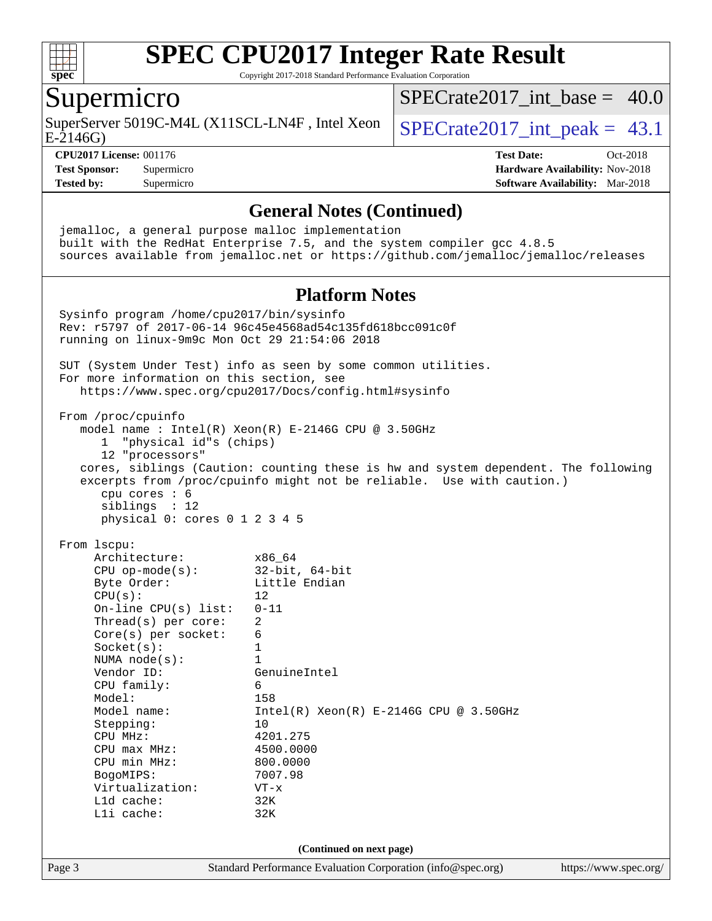# SPEC CPU2017 Integer Rate Result

Copyright 2017-2018 Standard Performance Evaluation Corporation

## Supermicro

SuperServer 5019C-M4L (X11SCL-LN4F , Intel Xeon E-2146G)

SPECrate2017_int_base = 40.0

SPECrate2017_int_peak = 43.1

**CPU2017 License:** 001176
**Test Sponsor:** Supermicro
**Tested by:** Supermicro

**Test Date:** Oct-2018
**Hardware Availability:** Nov-2018
**Software Availability:** Mar-2018

## General Notes (Continued)

```
jemalloc, a general purpose malloc implementation
built with the RedHat Enterprise 7.5, and the system compiler gcc 4.8.5
sources available from jemalloc.net or https://github.com/jemalloc/jemalloc/releases
```

## Platform Notes

```
Sysinfo program /home/cpu2017/bin/sysinfo
Rev: r5797 of 2017-06-14 96c45e4568ad54c135fd618bcc091c0f
running on linux-9m9c Mon Oct 29 21:54:06 2018

SUT (System Under Test) info as seen by some common utilities.
For more information on this section, see
   https://www.spec.org/cpu2017/Docs/config.html#sysinfo

From /proc/cpuinfo
   model name : Intel(R) Xeon(R) E-2146G CPU @ 3.50GHz
      1  "physical id"s (chips)
      12 "processors"
   cores, siblings (Caution: counting these is hw and system dependent. The following
   excerpts from /proc/cpuinfo might not be reliable.  Use with caution.)
      cpu cores : 6
      siblings  : 12
      physical 0: cores 0 1 2 3 4 5

From lscpu:
     Architecture:          x86_64
     CPU op-mode(s):        32-bit, 64-bit
     Byte Order:            Little Endian
     CPU(s):                12
     On-line CPU(s) list:   0-11
     Thread(s) per core:    2
     Core(s) per socket:    6
     Socket(s):             1
     NUMA node(s):          1
     Vendor ID:             GenuineIntel
     CPU family:            6
     Model:                 158
     Model name:            Intel(R) Xeon(R) E-2146G CPU @ 3.50GHz
     Stepping:              10
     CPU MHz:               4201.275
     CPU max MHz:           4500.0000
     CPU min MHz:           800.0000
     BogoMIPS:              7007.98
     Virtualization:        VT-x
     L1d cache:             32K
     L1i cache:             32K
```

(Continued on next page)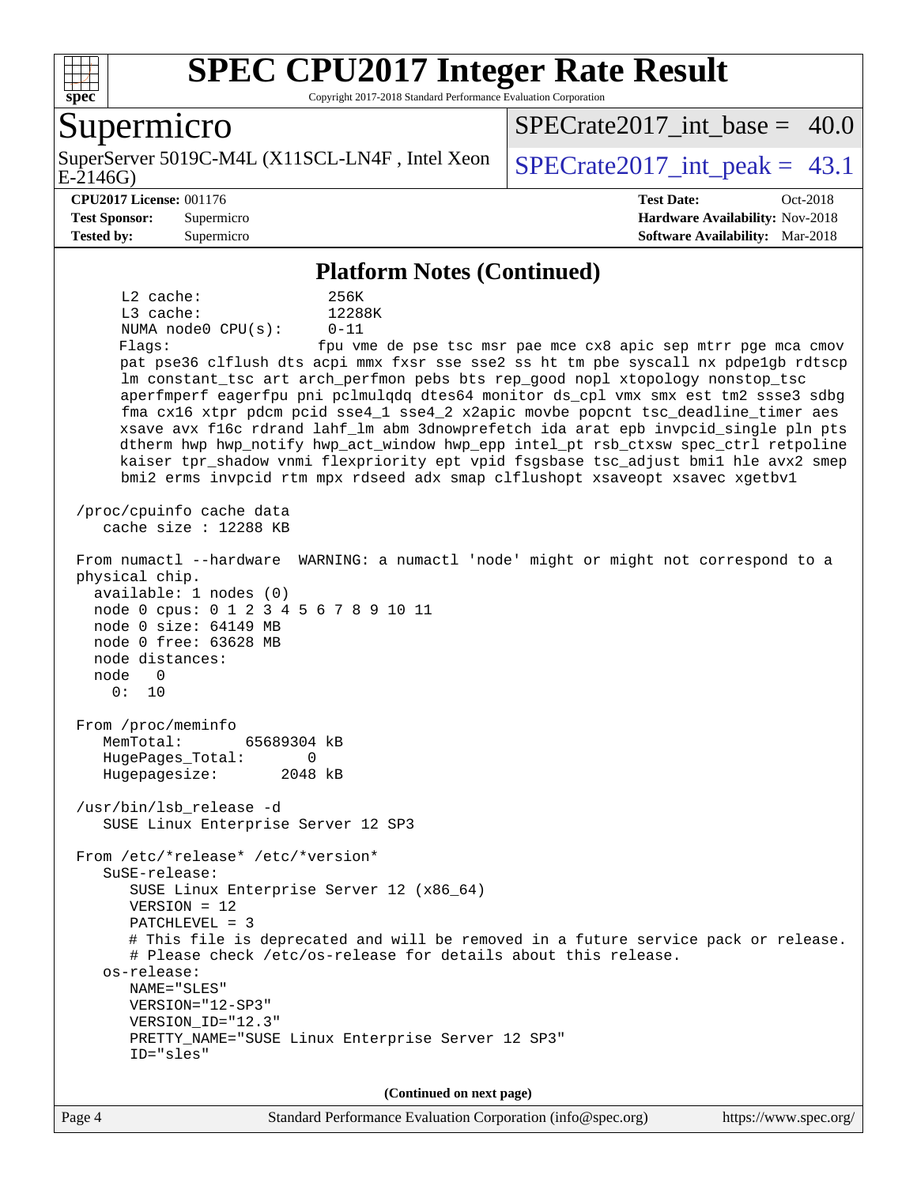# Platform Notes (Continued)

```
      L2 cache:              256K
      L3 cache:              12288K
      NUMA node0 CPU(s):     0-11
      Flags:                 fpu vme de pse tsc msr pae mce cx8 apic sep mtrr pge mca cmov
      pat pse36 clflush dts acpi mmx fxsr sse sse2 ss ht tm pbe syscall nx pdpe1gb rdtscp
      lm constant_tsc art arch_perfmon pebs bts rep_good nopl xtopology nonstop_tsc
      aperfmperf eagerfpu pni pclmulqdq dtes64 monitor ds_cpl vmx smx est tm2 ssse3 sdbg
      fma cx16 xtpr pdcm pcid sse4_1 sse4_2 x2apic movbe popcnt tsc_deadline_timer aes
      xsave avx f16c rdrand lahf_lm abm 3dnowprefetch ida arat epb invpcid_single pln pts
      dtherm hwp hwp_notify hwp_act_window hwp_epp intel_pt rsb_ctxsw spec_ctrl retpoline
      kaiser tpr_shadow vnmi flexpriority ept vpid fsgsbase tsc_adjust bmi1 hle avx2 smep
      bmi2 erms invpcid rtm mpx rdseed adx smap clflushopt xsaveopt xsavec xgetbv1

 /proc/cpuinfo cache data
    cache size : 12288 KB

 From numactl --hardware  WARNING: a numactl 'node' might or might not correspond to a
 physical chip.
   available: 1 nodes (0)
   node 0 cpus: 0 1 2 3 4 5 6 7 8 9 10 11
   node 0 size: 64149 MB
   node 0 free: 63628 MB
   node distances:
   node   0
     0:  10

 From /proc/meminfo
    MemTotal:       65689304 kB
    HugePages_Total:       0
    Hugepagesize:       2048 kB

 /usr/bin/lsb_release -d
    SUSE Linux Enterprise Server 12 SP3

 From /etc/*release* /etc/*version*
    SuSE-release:
       SUSE Linux Enterprise Server 12 (x86_64)
       VERSION = 12
       PATCHLEVEL = 3
       # This file is deprecated and will be removed in a future service pack or release.
       # Please check /etc/os-release for details about this release.
    os-release:
       NAME="SLES"
       VERSION="12-SP3"
       VERSION_ID="12.3"
       PRETTY_NAME="SUSE Linux Enterprise Server 12 SP3"
       ID="sles"
```

(Continued on next page)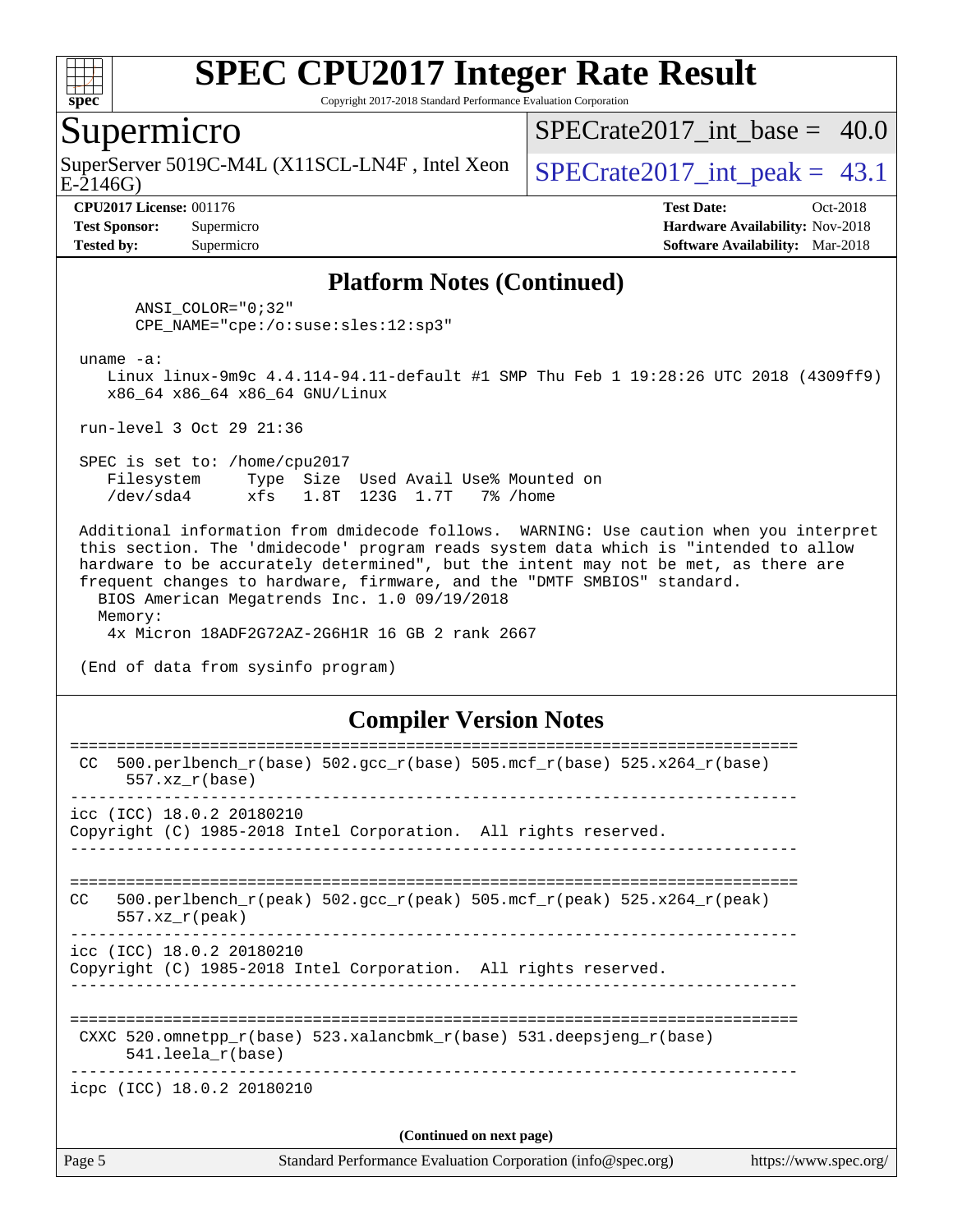# SPEC CPU2017 Integer Rate Result

Copyright 2017-2018 Standard Performance Evaluation Corporation

## Supermicro

SuperServer 5019C-M4L (X11SCL-LN4F , Intel Xeon E-2146G)

SPECrate2017_int_base = 40.0

SPECrate2017_int_peak = 43.1

**CPU2017 License:** 001176
**Test Sponsor:** Supermicro
**Tested by:** Supermicro

**Test Date:** Oct-2018
**Hardware Availability:** Nov-2018
**Software Availability:** Mar-2018

### Platform Notes (Continued)

```
      ANSI_COLOR="0;32"
      CPE_NAME="cpe:/o:suse:sles:12:sp3"

 uname -a:
    Linux linux-9m9c 4.4.114-94.11-default #1 SMP Thu Feb 1 19:28:26 UTC 2018 (4309ff9)
    x86_64 x86_64 x86_64 GNU/Linux

 run-level 3 Oct 29 21:36

 SPEC is set to: /home/cpu2017
    Filesystem     Type  Size  Used Avail Use% Mounted on
    /dev/sda4      xfs   1.8T  123G  1.7T   7% /home

 Additional information from dmidecode follows.  WARNING: Use caution when you interpret
 this section. The 'dmidecode' program reads system data which is "intended to allow
 hardware to be accurately determined", but the intent may not be met, as there are
 frequent changes to hardware, firmware, and the "DMTF SMBIOS" standard.
   BIOS American Megatrends Inc. 1.0 09/19/2018
   Memory:
    4x Micron 18ADF2G72AZ-2G6H1R 16 GB 2 rank 2667

 (End of data from sysinfo program)
```

### Compiler Version Notes

```
==============================================================================
 CC  500.perlbench_r(base) 502.gcc_r(base) 505.mcf_r(base) 525.x264_r(base)
      557.xz_r(base)
------------------------------------------------------------------------------
icc (ICC) 18.0.2 20180210
Copyright (C) 1985-2018 Intel Corporation.  All rights reserved.
------------------------------------------------------------------------------

==============================================================================
CC   500.perlbench_r(peak) 502.gcc_r(peak) 505.mcf_r(peak) 525.x264_r(peak)
     557.xz_r(peak)
------------------------------------------------------------------------------
icc (ICC) 18.0.2 20180210
Copyright (C) 1985-2018 Intel Corporation.  All rights reserved.
------------------------------------------------------------------------------

==============================================================================
 CXXC 520.omnetpp_r(base) 523.xalancbmk_r(base) 531.deepsjeng_r(base)
      541.leela_r(base)
------------------------------------------------------------------------------
icpc (ICC) 18.0.2 20180210
```

(Continued on next page)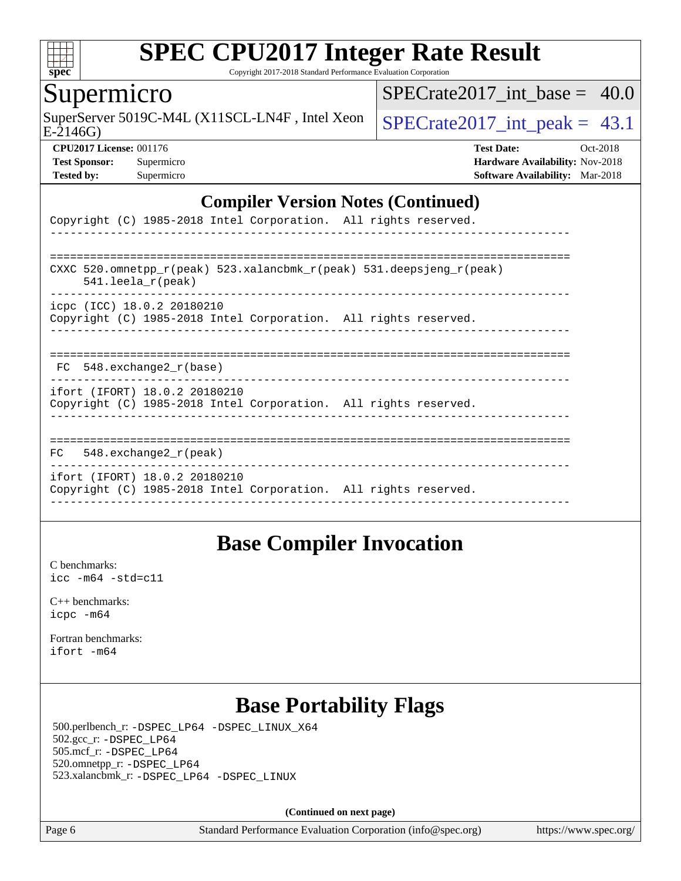## Compiler Version Notes (Continued)

```
Copyright (C) 1985-2018 Intel Corporation.  All rights reserved.
------------------------------------------------------------------------------

==============================================================================
CXXC 520.omnetpp_r(peak) 523.xalancbmk_r(peak) 531.deepsjeng_r(peak)
     541.leela_r(peak)
------------------------------------------------------------------------------
icpc (ICC) 18.0.2 20180210
Copyright (C) 1985-2018 Intel Corporation.  All rights reserved.
------------------------------------------------------------------------------

==============================================================================
 FC  548.exchange2_r(base)
------------------------------------------------------------------------------
ifort (IFORT) 18.0.2 20180210
Copyright (C) 1985-2018 Intel Corporation.  All rights reserved.
------------------------------------------------------------------------------

==============================================================================
FC   548.exchange2_r(peak)
------------------------------------------------------------------------------
ifort (IFORT) 18.0.2 20180210
Copyright (C) 1985-2018 Intel Corporation.  All rights reserved.
------------------------------------------------------------------------------
```

## Base Compiler Invocation

C benchmarks:
`icc -m64 -std=c11`

C++ benchmarks:
`icpc -m64`

Fortran benchmarks:
`ifort -m64`

## Base Portability Flags

500.perlbench_r: `-DSPEC_LP64 -DSPEC_LINUX_X64`
502.gcc_r: `-DSPEC_LP64`
505.mcf_r: `-DSPEC_LP64`
520.omnetpp_r: `-DSPEC_LP64`
523.xalancbmk_r: `-DSPEC_LP64 -DSPEC_LINUX`

**(Continued on next page)**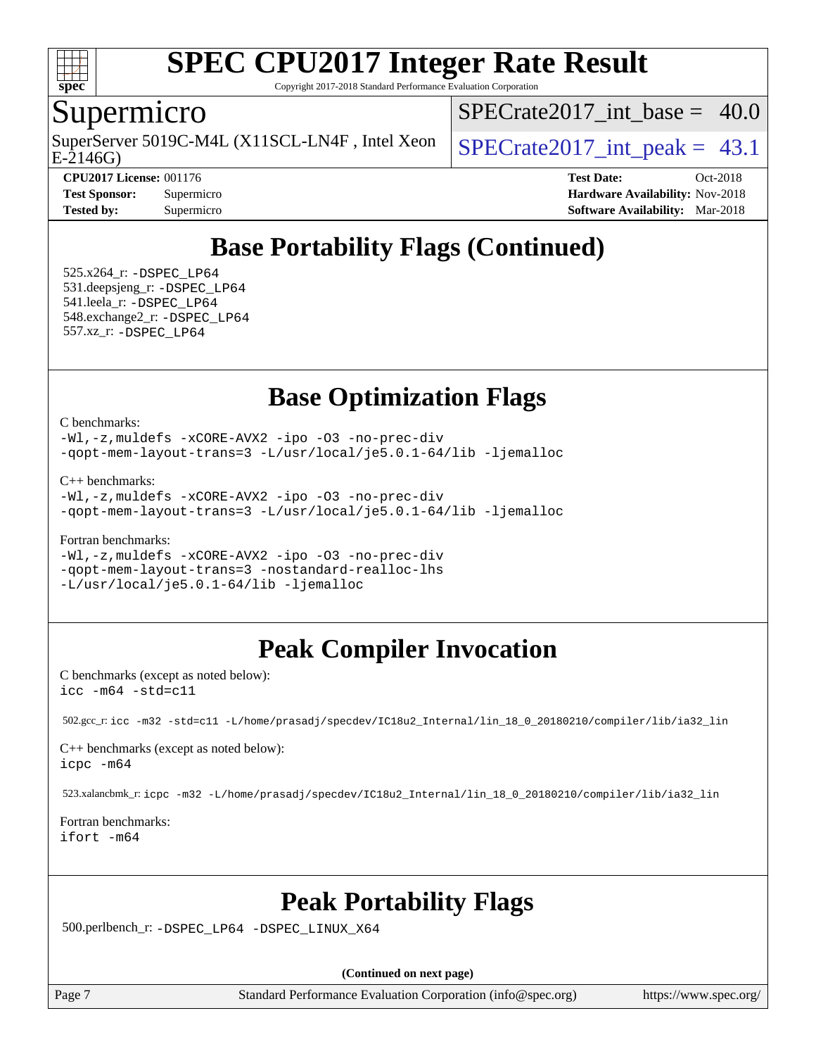## Base Portability Flags (Continued)

525.x264_r: -DSPEC_LP64
531.deepsjeng_r: -DSPEC_LP64
541.leela_r: -DSPEC_LP64
548.exchange2_r: -DSPEC_LP64
557.xz_r: -DSPEC_LP64

## Base Optimization Flags

C benchmarks:
```
-Wl,-z,muldefs -xCORE-AVX2 -ipo -O3 -no-prec-div
-qopt-mem-layout-trans=3 -L/usr/local/je5.0.1-64/lib -ljemalloc
```

C++ benchmarks:
```
-Wl,-z,muldefs -xCORE-AVX2 -ipo -O3 -no-prec-div
-qopt-mem-layout-trans=3 -L/usr/local/je5.0.1-64/lib -ljemalloc
```

Fortran benchmarks:
```
-Wl,-z,muldefs -xCORE-AVX2 -ipo -O3 -no-prec-div
-qopt-mem-layout-trans=3 -nostandard-realloc-lhs
-L/usr/local/je5.0.1-64/lib -ljemalloc
```

## Peak Compiler Invocation

C benchmarks (except as noted below):
```
icc -m64 -std=c11
```

502.gcc_r: icc -m32 -std=c11 -L/home/prasadj/specdev/IC18u2_Internal/lin_18_0_20180210/compiler/lib/ia32_lin

C++ benchmarks (except as noted below):
```
icpc -m64
```

523.xalancbmk_r: icpc -m32 -L/home/prasadj/specdev/IC18u2_Internal/lin_18_0_20180210/compiler/lib/ia32_lin

Fortran benchmarks:
```
ifort -m64
```

## Peak Portability Flags

500.perlbench_r: -DSPEC_LP64 -DSPEC_LINUX_X64

(Continued on next page)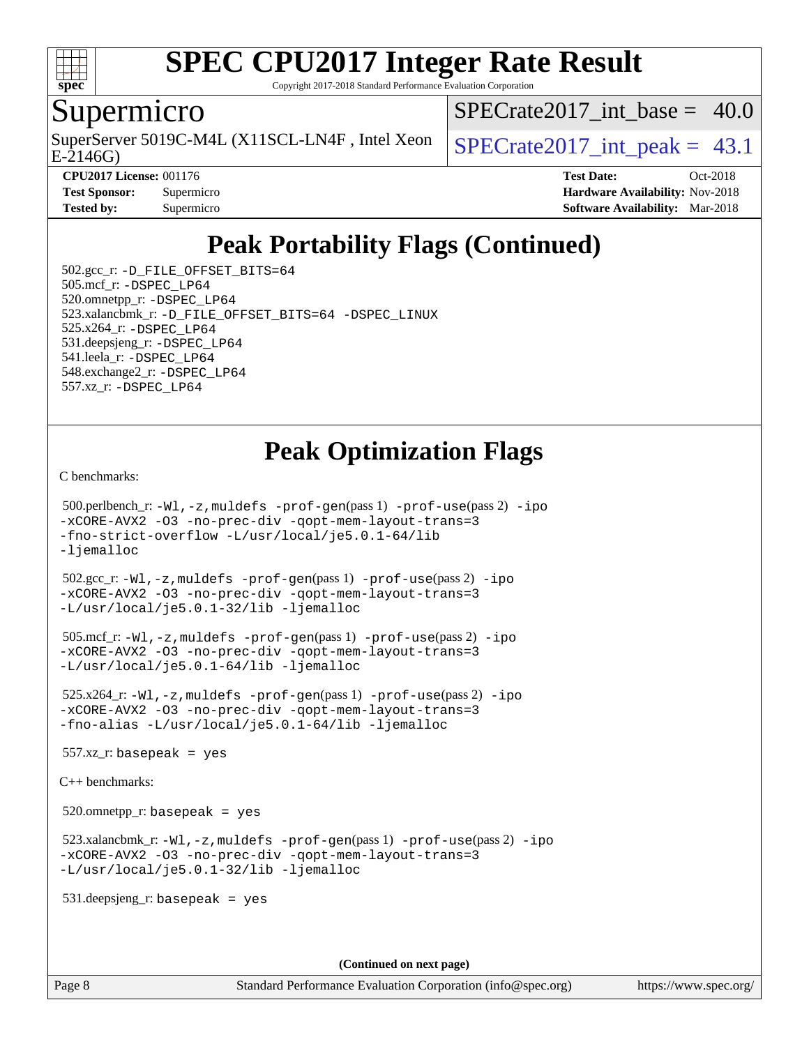# Peak Portability Flags (Continued)

502.gcc_r: -D_FILE_OFFSET_BITS=64
505.mcf_r: -DSPEC_LP64
520.omnetpp_r: -DSPEC_LP64
523.xalancbmk_r: -D_FILE_OFFSET_BITS=64 -DSPEC_LINUX
525.x264_r: -DSPEC_LP64
531.deepsjeng_r: -DSPEC_LP64
541.leela_r: -DSPEC_LP64
548.exchange2_r: -DSPEC_LP64
557.xz_r: -DSPEC_LP64

# Peak Optimization Flags

C benchmarks:

500.perlbench_r: -Wl,-z,muldefs -prof-gen(pass 1) -prof-use(pass 2) -ipo -xCORE-AVX2 -O3 -no-prec-div -qopt-mem-layout-trans=3 -fno-strict-overflow -L/usr/local/je5.0.1-64/lib -ljemalloc

502.gcc_r: -Wl,-z,muldefs -prof-gen(pass 1) -prof-use(pass 2) -ipo -xCORE-AVX2 -O3 -no-prec-div -qopt-mem-layout-trans=3 -L/usr/local/je5.0.1-32/lib -ljemalloc

505.mcf_r: -Wl,-z,muldefs -prof-gen(pass 1) -prof-use(pass 2) -ipo -xCORE-AVX2 -O3 -no-prec-div -qopt-mem-layout-trans=3 -L/usr/local/je5.0.1-64/lib -ljemalloc

525.x264_r: -Wl,-z,muldefs -prof-gen(pass 1) -prof-use(pass 2) -ipo -xCORE-AVX2 -O3 -no-prec-div -qopt-mem-layout-trans=3 -fno-alias -L/usr/local/je5.0.1-64/lib -ljemalloc

557.xz_r: basepeak = yes

C++ benchmarks:

520.omnetpp_r: basepeak = yes

523.xalancbmk_r: -Wl,-z,muldefs -prof-gen(pass 1) -prof-use(pass 2) -ipo -xCORE-AVX2 -O3 -no-prec-div -qopt-mem-layout-trans=3 -L/usr/local/je5.0.1-32/lib -ljemalloc

531.deepsjeng_r: basepeak = yes

(Continued on next page)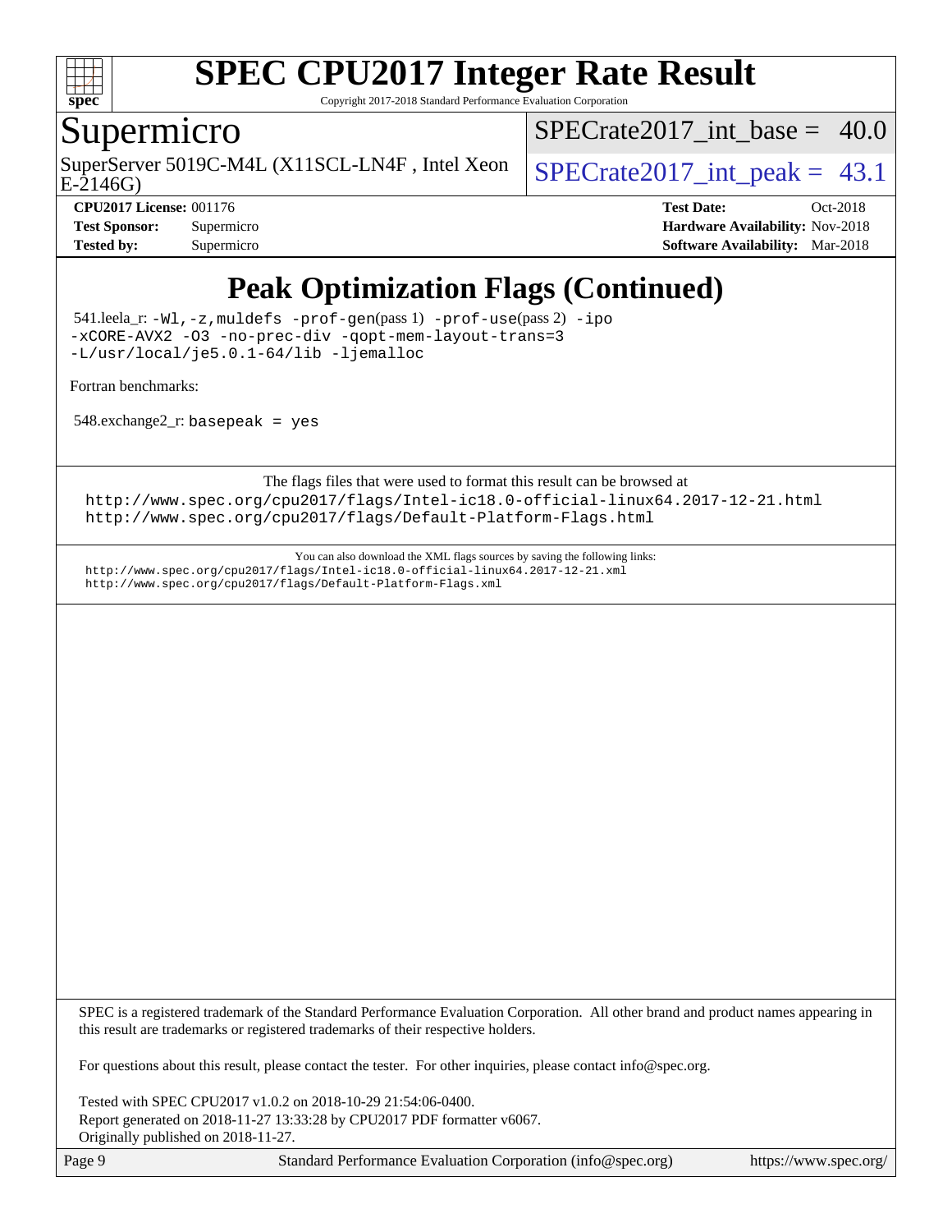# Peak Optimization Flags (Continued)

541.leela_r: `-Wl,-z,muldefs -prof-gen`(pass 1) `-prof-use`(pass 2) `-ipo -xCORE-AVX2 -O3 -no-prec-div -qopt-mem-layout-trans=3 -L/usr/local/je5.0.1-64/lib -ljemalloc`

Fortran benchmarks:

548.exchange2_r: `basepeak = yes`

The flags files that were used to format this result can be browsed at
http://www.spec.org/cpu2017/flags/Intel-ic18.0-official-linux64.2017-12-21.html
http://www.spec.org/cpu2017/flags/Default-Platform-Flags.html

You can also download the XML flags sources by saving the following links:
http://www.spec.org/cpu2017/flags/Intel-ic18.0-official-linux64.2017-12-21.xml
http://www.spec.org/cpu2017/flags/Default-Platform-Flags.xml

SPEC is a registered trademark of the Standard Performance Evaluation Corporation. All other brand and product names appearing in this result are trademarks or registered trademarks of their respective holders.

For questions about this result, please contact the tester. For other inquiries, please contact info@spec.org.

Tested with SPEC CPU2017 v1.0.2 on 2018-10-29 21:54:06-0400.
Report generated on 2018-11-27 13:33:28 by CPU2017 PDF formatter v6067.
Originally published on 2018-11-27.